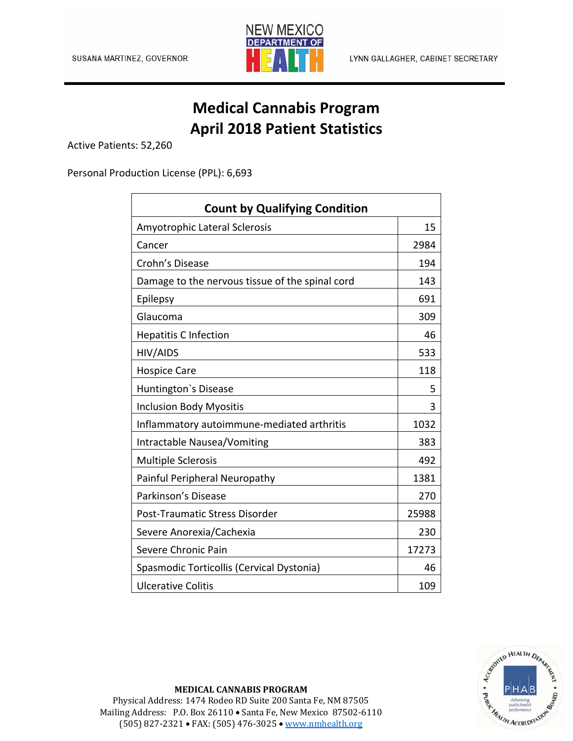SUSANA MARTINEZ, GOVERNOR

NEW MEXICO DEPARTMENT OF HEALTH

LYNN GALLAGHER, CABINET SECRETARY

# Medical Cannabis Program
# April 2018 Patient Statistics

Active Patients: 52,260

Personal Production License (PPL): 6,693

| Count by Qualifying Condition | |
|---|---|
| Amyotrophic Lateral Sclerosis | 15 |
| Cancer | 2984 |
| Crohn's Disease | 194 |
| Damage to the nervous tissue of the spinal cord | 143 |
| Epilepsy | 691 |
| Glaucoma | 309 |
| Hepatitis C Infection | 46 |
| HIV/AIDS | 533 |
| Hospice Care | 118 |
| Huntington`s Disease | 5 |
| Inclusion Body Myositis | 3 |
| Inflammatory autoimmune-mediated arthritis | 1032 |
| Intractable Nausea/Vomiting | 383 |
| Multiple Sclerosis | 492 |
| Painful Peripheral Neuropathy | 1381 |
| Parkinson's Disease | 270 |
| Post-Traumatic Stress Disorder | 25988 |
| Severe Anorexia/Cachexia | 230 |
| Severe Chronic Pain | 17273 |
| Spasmodic Torticollis (Cervical Dystonia) | 46 |
| Ulcerative Colitis | 109 |

**MEDICAL CANNABIS PROGRAM**
Physical Address: 1474 Rodeo RD Suite 200 Santa Fe, NM 87505
Mailing Address: P.O. Box 26110 • Santa Fe, New Mexico 87502-6110
(505) 827-2321 • FAX: (505) 476-3025 • www.nmhealth.org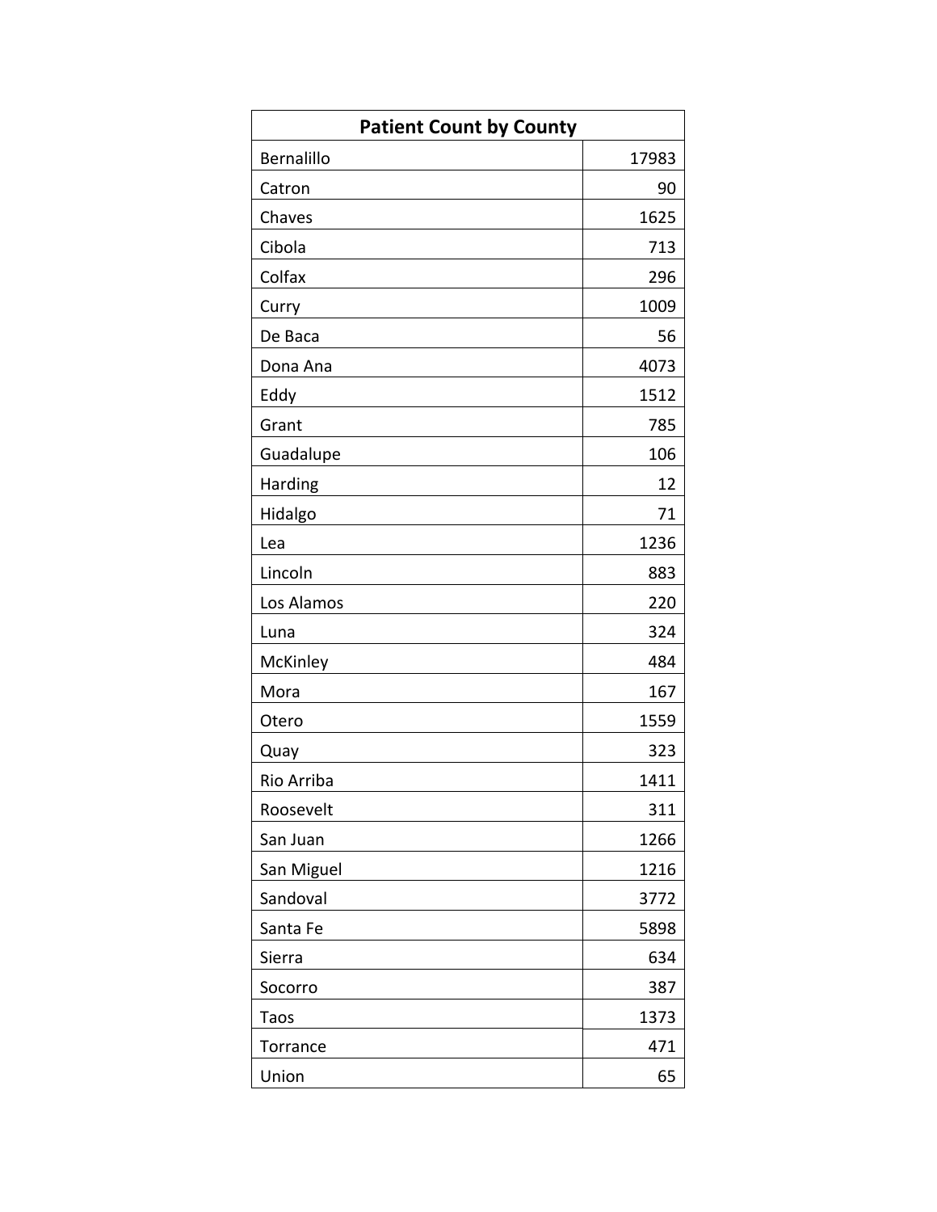| Patient Count by County | |
|---|---|
| Bernalillo | 17983 |
| Catron | 90 |
| Chaves | 1625 |
| Cibola | 713 |
| Colfax | 296 |
| Curry | 1009 |
| De Baca | 56 |
| Dona Ana | 4073 |
| Eddy | 1512 |
| Grant | 785 |
| Guadalupe | 106 |
| Harding | 12 |
| Hidalgo | 71 |
| Lea | 1236 |
| Lincoln | 883 |
| Los Alamos | 220 |
| Luna | 324 |
| McKinley | 484 |
| Mora | 167 |
| Otero | 1559 |
| Quay | 323 |
| Rio Arriba | 1411 |
| Roosevelt | 311 |
| San Juan | 1266 |
| San Miguel | 1216 |
| Sandoval | 3772 |
| Santa Fe | 5898 |
| Sierra | 634 |
| Socorro | 387 |
| Taos | 1373 |
| Torrance | 471 |
| Union | 65 |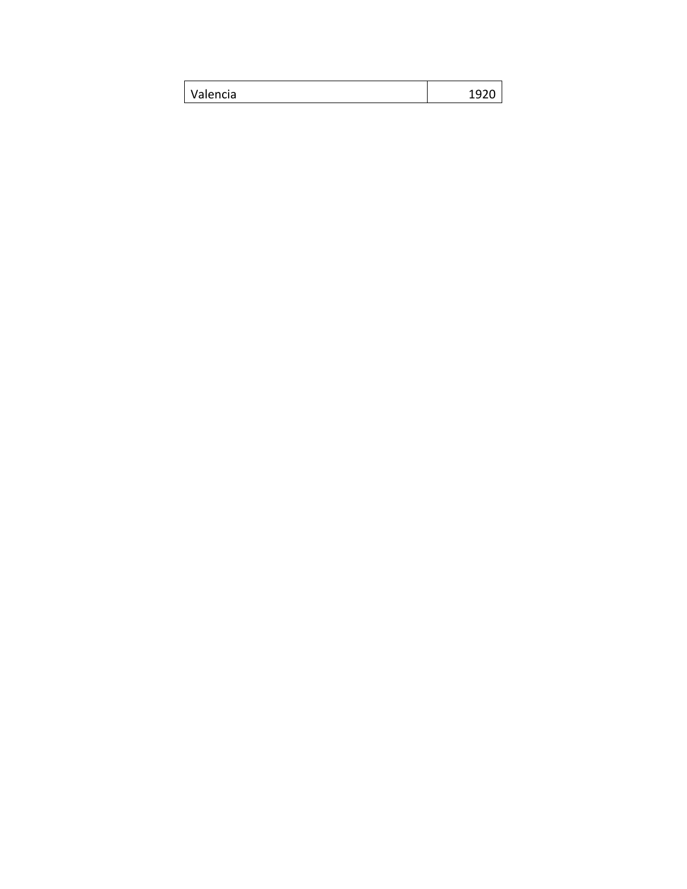| | |
|---|---|
| Valencia | 1920 |